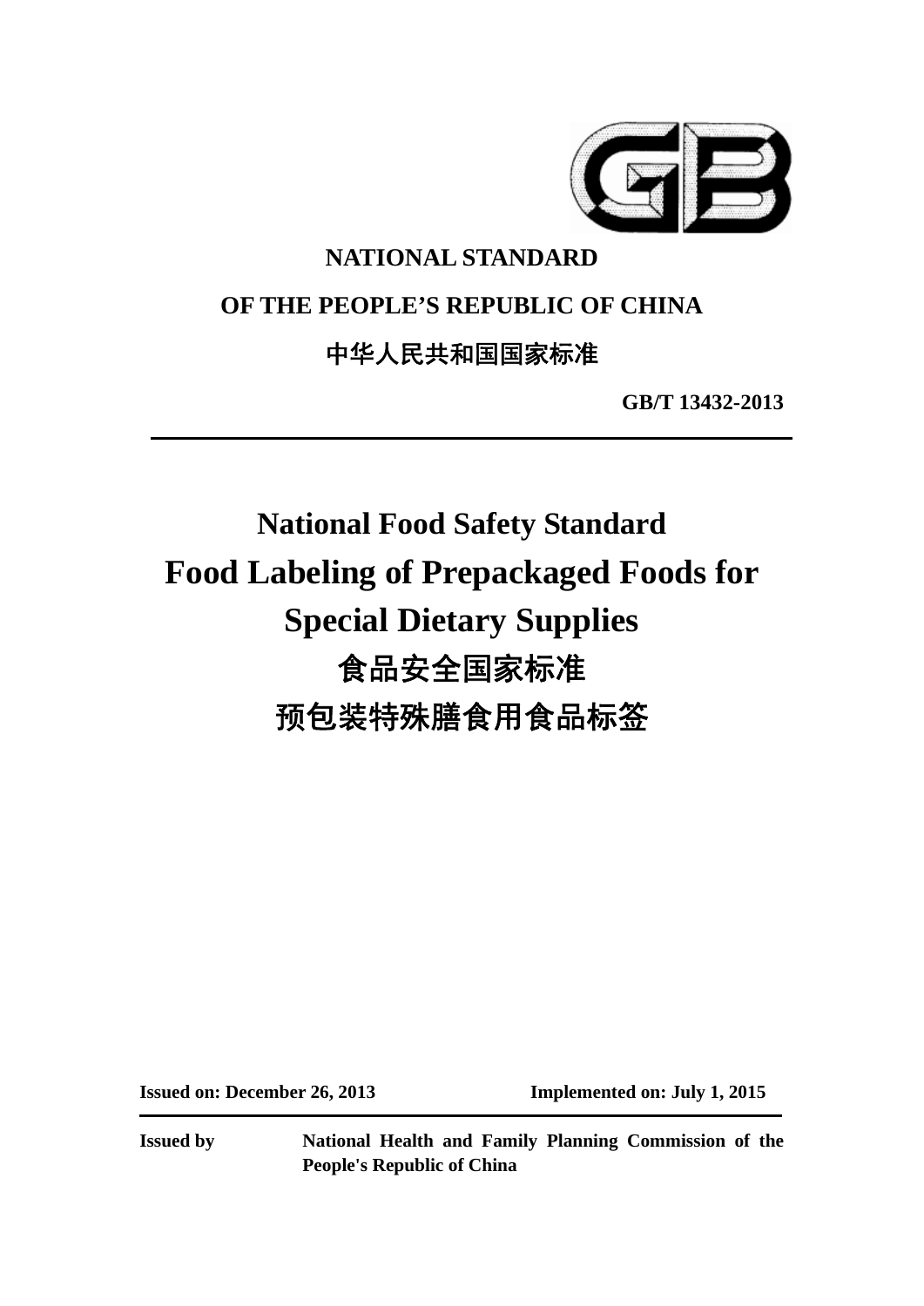**NATIONAL STANDARD**

**OF THE PEOPLE'S REPUBLIC OF CHINA**

**中华人民共和国国家标准**

**GB/T 13432-2013**

---

# National Food Safety Standard
# Food Labeling of Prepackaged Foods for Special Dietary Supplies
# 食品安全国家标准
# 预包装特殊膳食用食品标签

**Issued on: December 26, 2013** **Implemented on: July 1, 2015**

---

**Issued by** **National Health and Family Planning Commission of the People's Republic of China**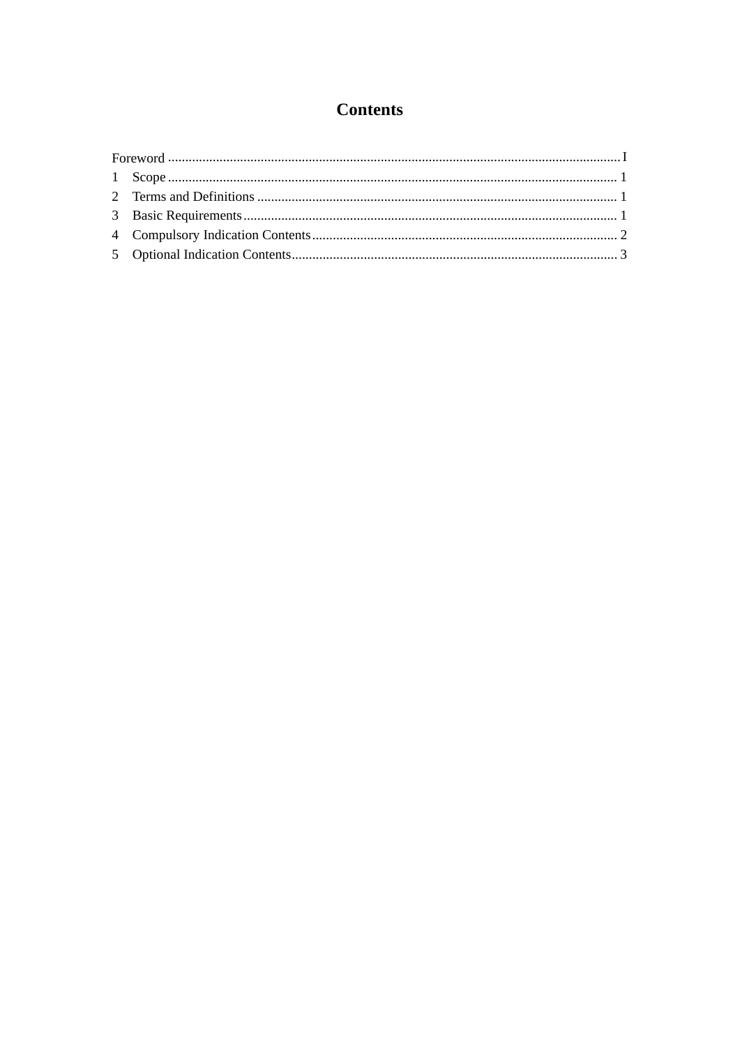# Contents

Foreword .......... I
1 Scope .......... 1
2 Terms and Definitions .......... 1
3 Basic Requirements .......... 1
4 Compulsory Indication Contents .......... 2
5 Optional Indication Contents .......... 3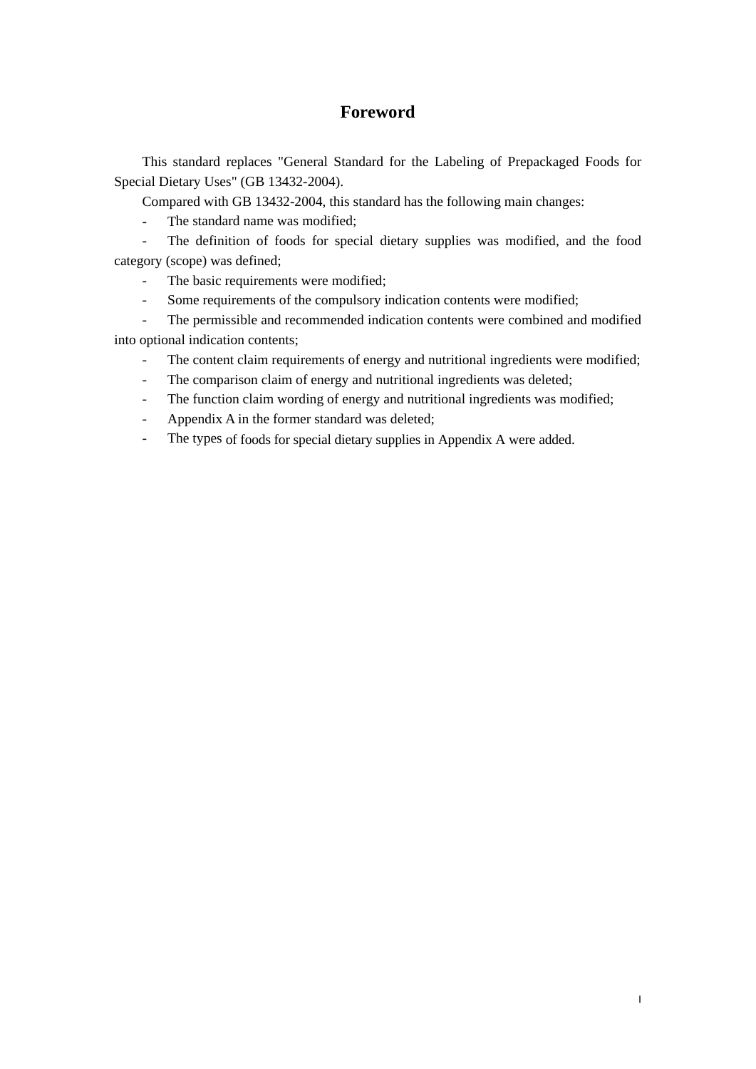# Foreword

This standard replaces "General Standard for the Labeling of Prepackaged Foods for Special Dietary Uses" (GB 13432-2004).

Compared with GB 13432-2004, this standard has the following main changes:

- The standard name was modified;
- The definition of foods for special dietary supplies was modified, and the food category (scope) was defined;
- The basic requirements were modified;
- Some requirements of the compulsory indication contents were modified;
- The permissible and recommended indication contents were combined and modified into optional indication contents;
- The content claim requirements of energy and nutritional ingredients were modified;
- The comparison claim of energy and nutritional ingredients was deleted;
- The function claim wording of energy and nutritional ingredients was modified;
- Appendix A in the former standard was deleted;
- The types of foods for special dietary supplies in Appendix A were added.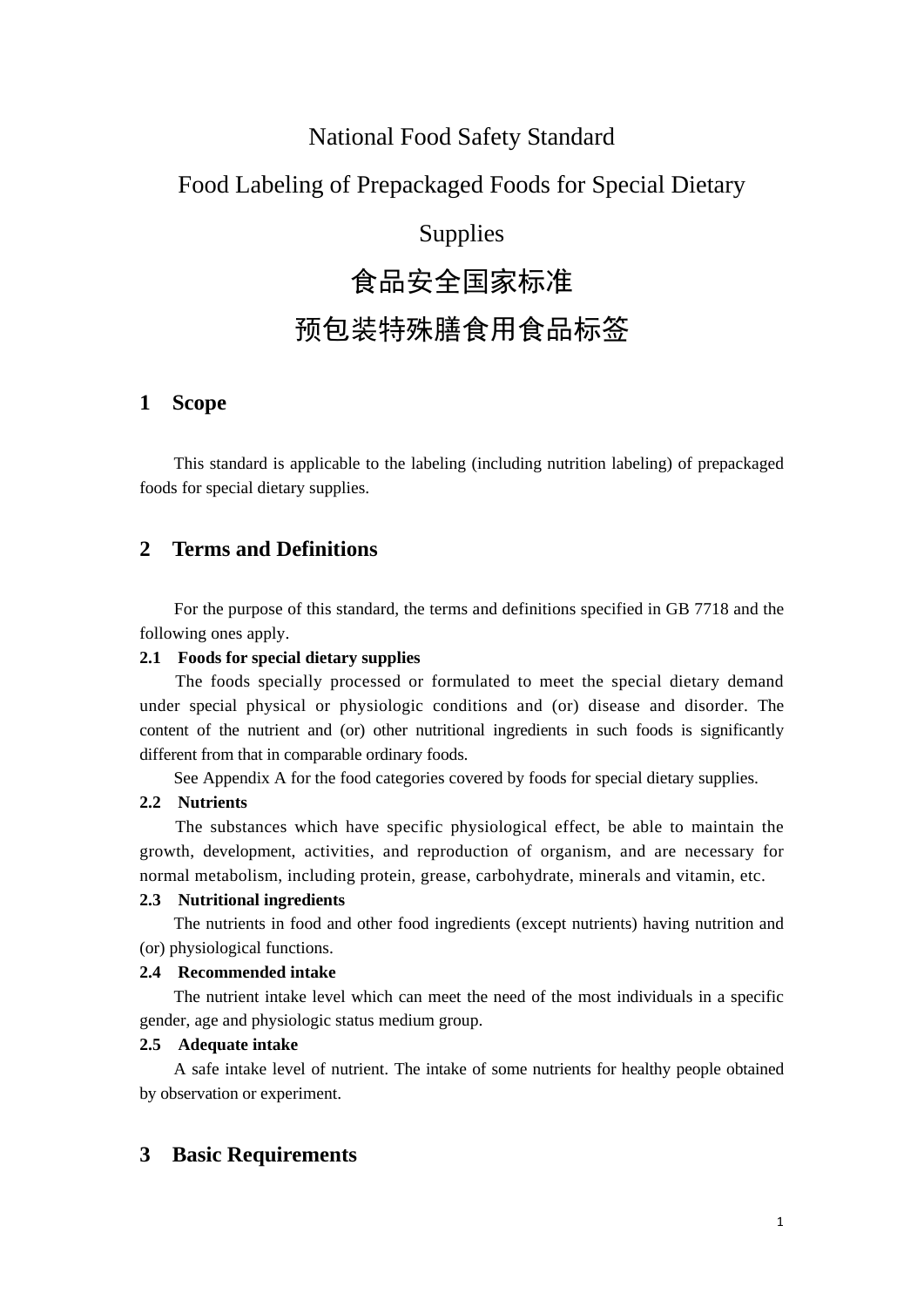# National Food Safety Standard

# Food Labeling of Prepackaged Foods for Special Dietary Supplies

# 食品安全国家标准

# 预包装特殊膳食用食品标签

## 1 Scope

This standard is applicable to the labeling (including nutrition labeling) of prepackaged foods for special dietary supplies.

## 2 Terms and Definitions

For the purpose of this standard, the terms and definitions specified in GB 7718 and the following ones apply.

**2.1 Foods for special dietary supplies**

The foods specially processed or formulated to meet the special dietary demand under special physical or physiologic conditions and (or) disease and disorder. The content of the nutrient and (or) other nutritional ingredients in such foods is significantly different from that in comparable ordinary foods.

See Appendix A for the food categories covered by foods for special dietary supplies.

**2.2 Nutrients**

The substances which have specific physiological effect, be able to maintain the growth, development, activities, and reproduction of organism, and are necessary for normal metabolism, including protein, grease, carbohydrate, minerals and vitamin, etc.

**2.3 Nutritional ingredients**

The nutrients in food and other food ingredients (except nutrients) having nutrition and (or) physiological functions.

**2.4 Recommended intake**

The nutrient intake level which can meet the need of the most individuals in a specific gender, age and physiologic status medium group.

**2.5 Adequate intake**

A safe intake level of nutrient. The intake of some nutrients for healthy people obtained by observation or experiment.

## 3 Basic Requirements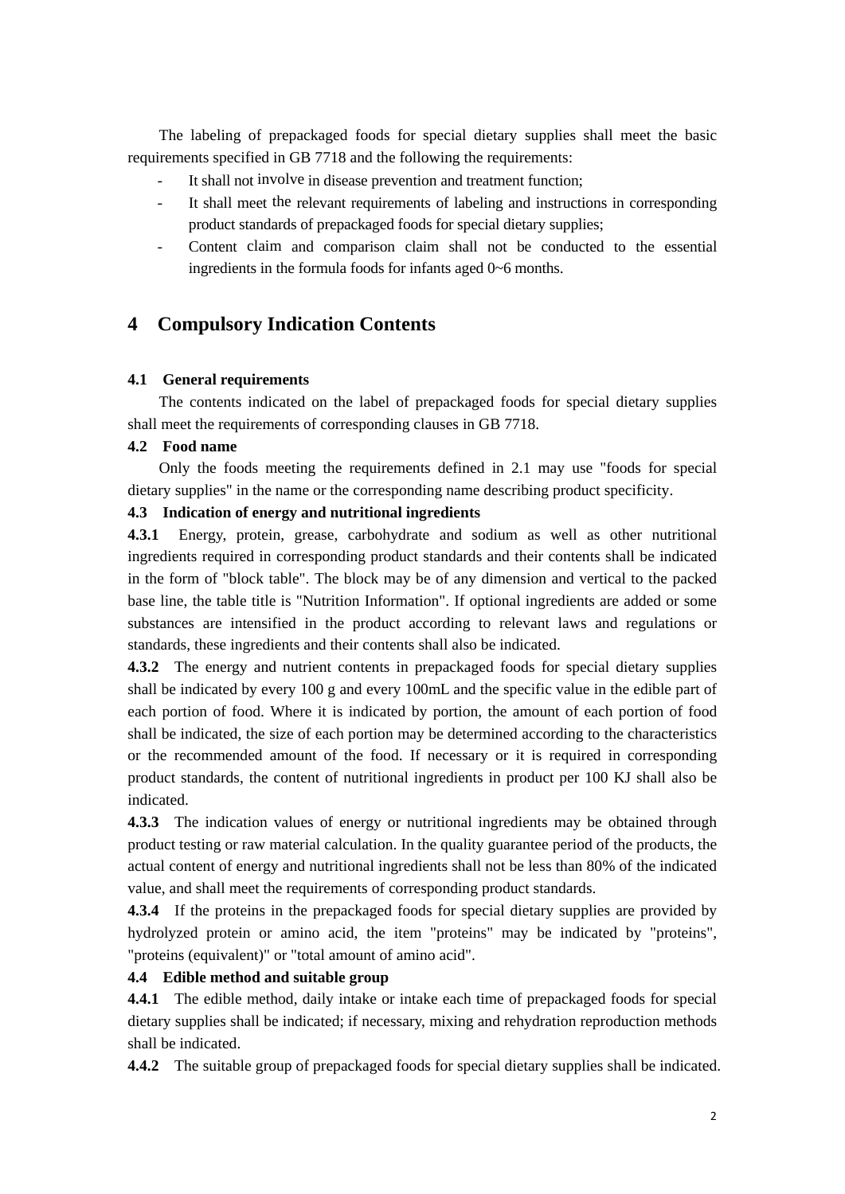The labeling of prepackaged foods for special dietary supplies shall meet the basic requirements specified in GB 7718 and the following the requirements:

- It shall not involve in disease prevention and treatment function;
- It shall meet the relevant requirements of labeling and instructions in corresponding product standards of prepackaged foods for special dietary supplies;
- Content claim and comparison claim shall not be conducted to the essential ingredients in the formula foods for infants aged 0~6 months.

# 4 Compulsory Indication Contents

**4.1 General requirements**

The contents indicated on the label of prepackaged foods for special dietary supplies shall meet the requirements of corresponding clauses in GB 7718.

**4.2 Food name**

Only the foods meeting the requirements defined in 2.1 may use "foods for special dietary supplies" in the name or the corresponding name describing product specificity.

**4.3 Indication of energy and nutritional ingredients**

**4.3.1** Energy, protein, grease, carbohydrate and sodium as well as other nutritional ingredients required in corresponding product standards and their contents shall be indicated in the form of "block table". The block may be of any dimension and vertical to the packed base line, the table title is "Nutrition Information". If optional ingredients are added or some substances are intensified in the product according to relevant laws and regulations or standards, these ingredients and their contents shall also be indicated.

**4.3.2** The energy and nutrient contents in prepackaged foods for special dietary supplies shall be indicated by every 100 g and every 100mL and the specific value in the edible part of each portion of food. Where it is indicated by portion, the amount of each portion of food shall be indicated, the size of each portion may be determined according to the characteristics or the recommended amount of the food. If necessary or it is required in corresponding product standards, the content of nutritional ingredients in product per 100 KJ shall also be indicated.

**4.3.3** The indication values of energy or nutritional ingredients may be obtained through product testing or raw material calculation. In the quality guarantee period of the products, the actual content of energy and nutritional ingredients shall not be less than 80% of the indicated value, and shall meet the requirements of corresponding product standards.

**4.3.4** If the proteins in the prepackaged foods for special dietary supplies are provided by hydrolyzed protein or amino acid, the item "proteins" may be indicated by "proteins", "proteins (equivalent)" or "total amount of amino acid".

**4.4 Edible method and suitable group**

**4.4.1** The edible method, daily intake or intake each time of prepackaged foods for special dietary supplies shall be indicated; if necessary, mixing and rehydration reproduction methods shall be indicated.

**4.4.2** The suitable group of prepackaged foods for special dietary supplies shall be indicated.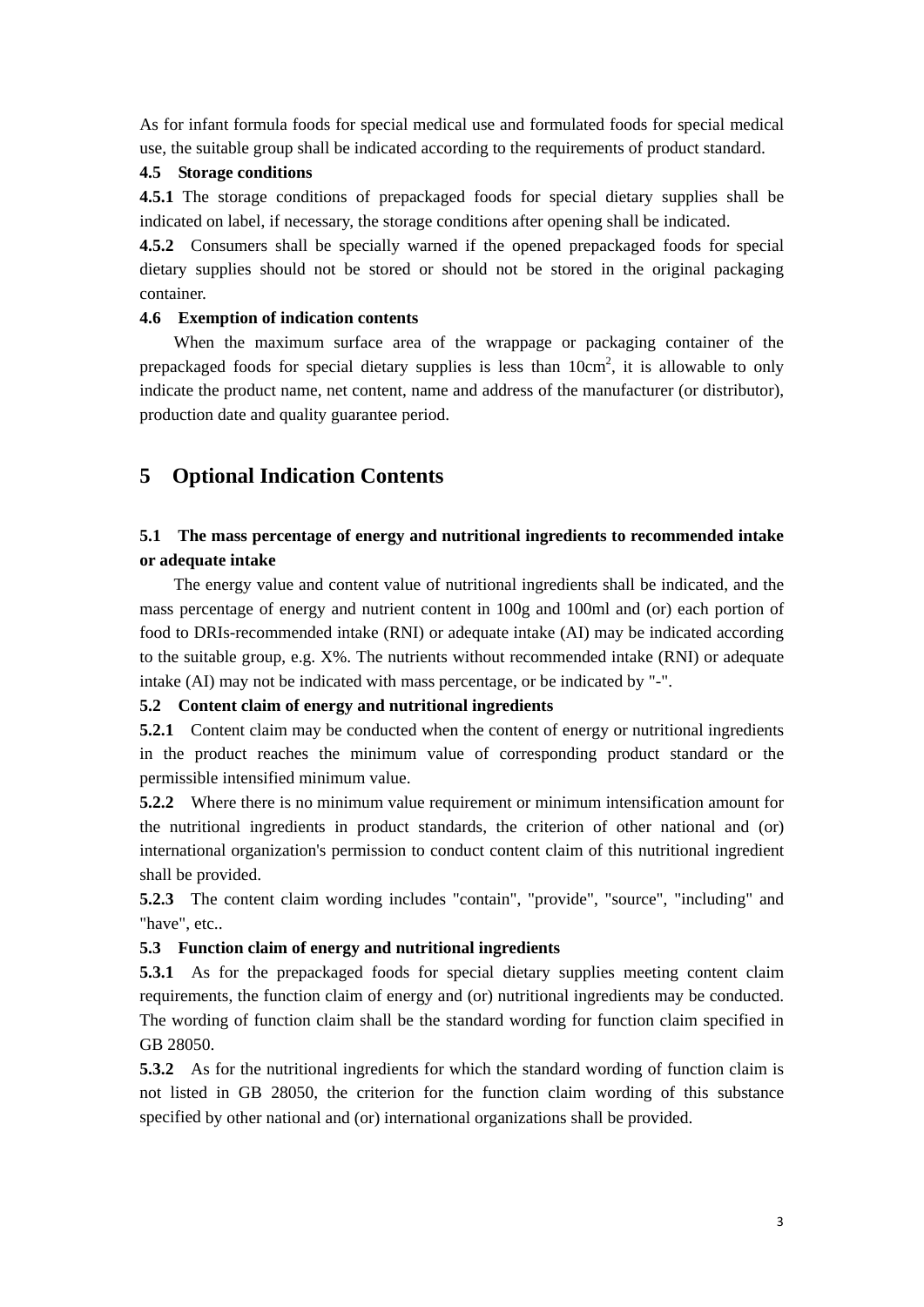As for infant formula foods for special medical use and formulated foods for special medical use, the suitable group shall be indicated according to the requirements of product standard.

**4.5 Storage conditions**

**4.5.1** The storage conditions of prepackaged foods for special dietary supplies shall be indicated on label, if necessary, the storage conditions after opening shall be indicated.

**4.5.2** Consumers shall be specially warned if the opened prepackaged foods for special dietary supplies should not be stored or should not be stored in the original packaging container.

**4.6 Exemption of indication contents**

When the maximum surface area of the wrappage or packaging container of the prepackaged foods for special dietary supplies is less than $10cm^2$, it is allowable to only indicate the product name, net content, name and address of the manufacturer (or distributor), production date and quality guarantee period.

# 5 Optional Indication Contents

## 5.1 The mass percentage of energy and nutritional ingredients to recommended intake or adequate intake

The energy value and content value of nutritional ingredients shall be indicated, and the mass percentage of energy and nutrient content in 100g and 100ml and (or) each portion of food to DRIs-recommended intake (RNI) or adequate intake (AI) may be indicated according to the suitable group, e.g. X%. The nutrients without recommended intake (RNI) or adequate intake (AI) may not be indicated with mass percentage, or be indicated by "-".

**5.2 Content claim of energy and nutritional ingredients**

**5.2.1** Content claim may be conducted when the content of energy or nutritional ingredients in the product reaches the minimum value of corresponding product standard or the permissible intensified minimum value.

**5.2.2** Where there is no minimum value requirement or minimum intensification amount for the nutritional ingredients in product standards, the criterion of other national and (or) international organization's permission to conduct content claim of this nutritional ingredient shall be provided.

**5.2.3** The content claim wording includes "contain", "provide", "source", "including" and "have", etc..

**5.3 Function claim of energy and nutritional ingredients**

**5.3.1** As for the prepackaged foods for special dietary supplies meeting content claim requirements, the function claim of energy and (or) nutritional ingredients may be conducted. The wording of function claim shall be the standard wording for function claim specified in GB 28050.

**5.3.2** As for the nutritional ingredients for which the standard wording of function claim is not listed in GB 28050, the criterion for the function claim wording of this substance specified by other national and (or) international organizations shall be provided.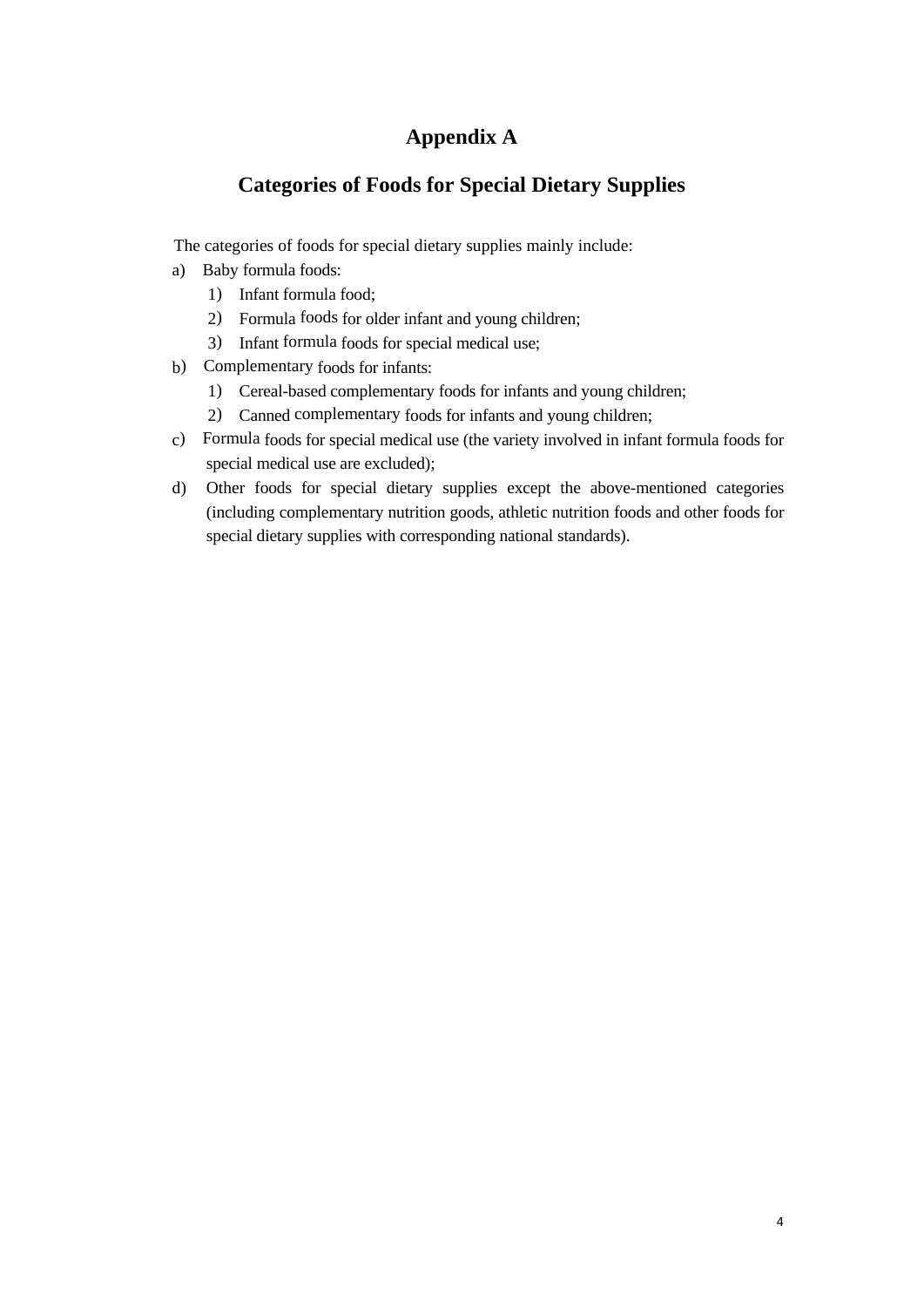# Appendix A

## Categories of Foods for Special Dietary Supplies

The categories of foods for special dietary supplies mainly include:

a) Baby formula foods:
   1) Infant formula food;
   2) Formula foods for older infant and young children;
   3) Infant formula foods for special medical use;

b) Complementary foods for infants:
   1) Cereal-based complementary foods for infants and young children;
   2) Canned complementary foods for infants and young children;

c) Formula foods for special medical use (the variety involved in infant formula foods for special medical use are excluded);

d) Other foods for special dietary supplies except the above-mentioned categories (including complementary nutrition goods, athletic nutrition foods and other foods for special dietary supplies with corresponding national standards).